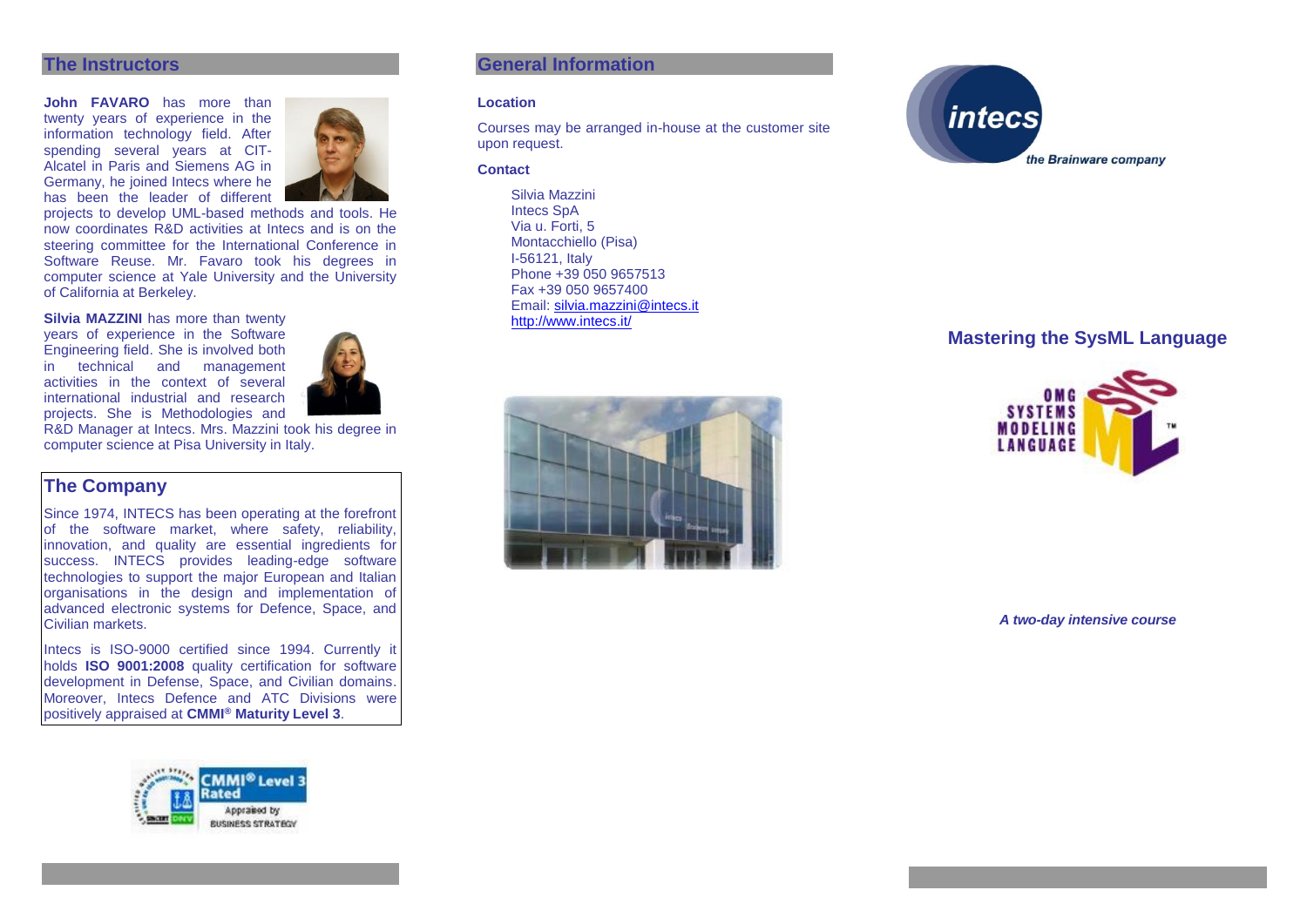## The Instructors

**John FAVARO** has more than twenty years of experience in the information technology field. After spending several years at CIT-Alcatel in Paris and Siemens AG in Germany, he joined Intecs where he has been the leader of different projects to develop UML-based methods and tools. He now coordinates R&D activities at Intecs and is on the steering committee for the International Conference in Software Reuse. Mr. Favaro took his degrees in computer science at Yale University and the University of California at Berkeley.

**Silvia MAZZINI** has more than twenty years of experience in the Software Engineering field. She is involved both in technical and management activities in the context of several international industrial and research projects. She is Methodologies and R&D Manager at Intecs. Mrs. Mazzini took his degree in computer science at Pisa University in Italy.

## The Company

Since 1974, INTECS has been operating at the forefront of the software market, where safety, reliability, innovation, and quality are essential ingredients for success. INTECS provides leading-edge software technologies to support the major European and Italian organisations in the design and implementation of advanced electronic systems for Defence, Space, and Civilian markets.

Intecs is ISO-9000 certified since 1994. Currently it holds **ISO 9001:2008** quality certification for software development in Defense, Space, and Civilian domains. Moreover, Intecs Defence and ATC Divisions were positively appraised at **CMMI® Maturity Level 3**.

## General Information

**Location**

Courses may be arranged in-house at the customer site upon request.

**Contact**

Silvia Mazzini
Intecs SpA
Via u. Forti, 5
Montacchiello (Pisa)
I-56121, Italy
Phone +39 050 9657513
Fax +39 050 9657400
Email: silvia.mazzini@intecs.it
http://www.intecs.it/

intecs
*the Brainware company*

## Mastering the SysML Language

***A two-day intensive course***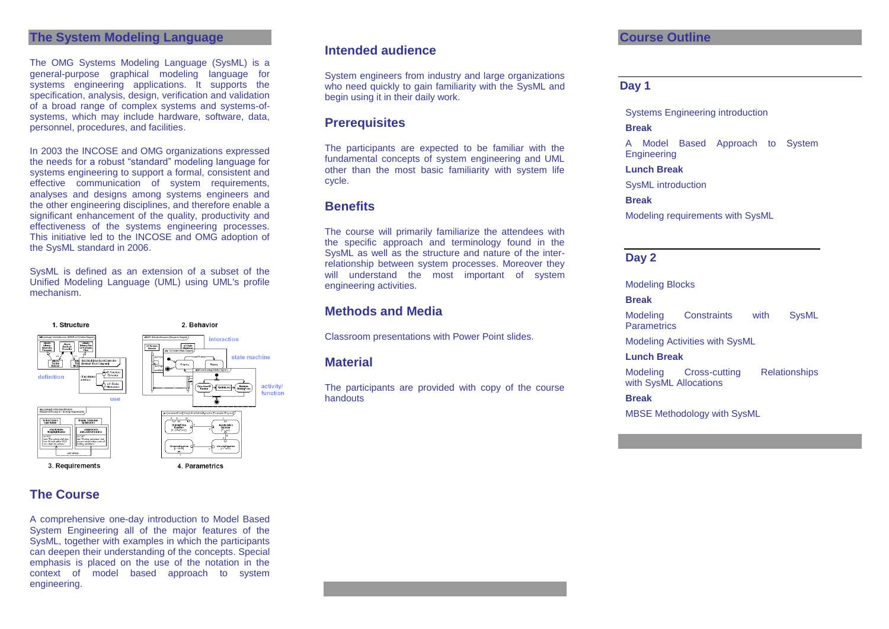## The System Modeling Language

The OMG Systems Modeling Language (SysML) is a general-purpose graphical modeling language for systems engineering applications. It supports the specification, analysis, design, verification and validation of a broad range of complex systems and systems-of-systems, which may include hardware, software, data, personnel, procedures, and facilities.

In 2003 the INCOSE and OMG organizations expressed the needs for a robust "standard" modeling language for systems engineering to support a formal, consistent and effective communication of system requirements, analyses and designs among systems engineers and the other engineering disciplines, and therefore enable a significant enhancement of the quality, productivity and effectiveness of the systems engineering processes. This initiative led to the INCOSE and OMG adoption of the SysML standard in 2006.

SysML is defined as an extension of a subset of the Unified Modeling Language (UML) using UML's profile mechanism.

1. Structure

2. Behavior

definition

use

interaction

state machine

activity/ function

3. Requirements

4. Parametrics

## The Course

A comprehensive one-day introduction to Model Based System Engineering all of the major features of the SysML, together with examples in which the participants can deepen their understanding of the concepts. Special emphasis is placed on the use of the notation in the context of model based approach to system engineering.

## Intended audience

System engineers from industry and large organizations who need quickly to gain familiarity with the SysML and begin using it in their daily work.

## Prerequisites

The participants are expected to be familiar with the fundamental concepts of system engineering and UML other than the most basic familiarity with system life cycle.

## Benefits

The course will primarily familiarize the attendees with the specific approach and terminology found in the SysML as well as the structure and nature of the inter-relationship between system processes. Moreover they will understand the most important of system engineering activities.

## Methods and Media

Classroom presentations with Power Point slides.

## Material

The participants are provided with copy of the course handouts

## Course Outline

### Day 1

Systems Engineering introduction

**Break**

A Model Based Approach to System Engineering

**Lunch Break**

SysML introduction

**Break**

Modeling requirements with SysML

### Day 2

Modeling Blocks

**Break**

Modeling Constraints with SysML Parametrics

Modeling Activities with SysML

**Lunch Break**

Modeling Cross-cutting Relationships with SysML Allocations

**Break**

MBSE Methodology with SysML